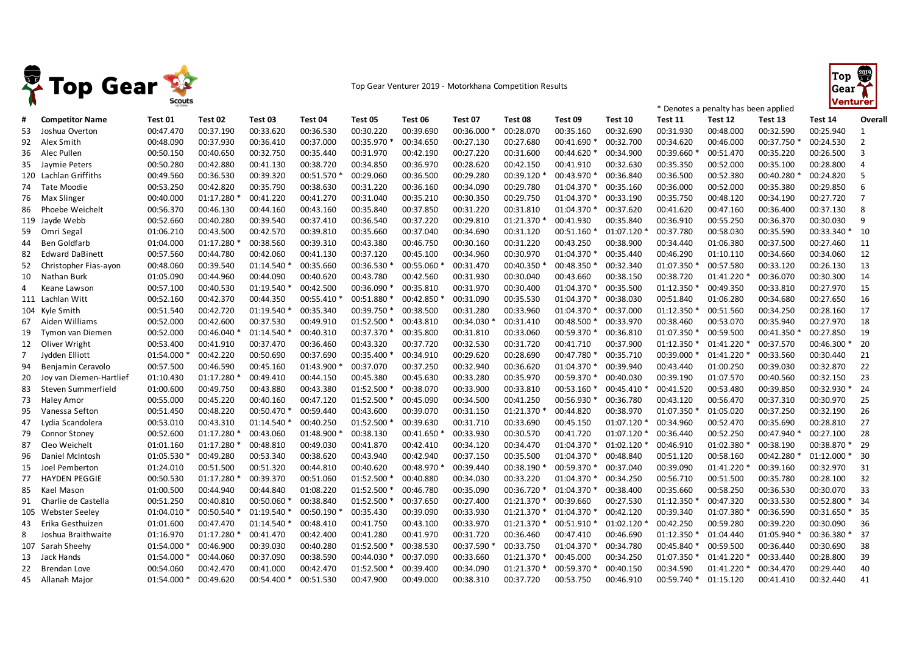Top Gear Venturer 2019 - Motorkhana Competition Results

\* Denotes a penalty has been applied

| # | Competitor Name | Test 01 | Test 02 | Test 03 | Test 04 | Test 05 | Test 06 | Test 07 | Test 08 | Test 09 | Test 10 | Test 11 | Test 12 | Test 13 | Test 14 | Overall |
|---|---|---|---|---|---|---|---|---|---|---|---|---|---|---|---|---|
| 53 | Joshua Overton | 00:47.470 | 00:37.190 | 00:33.620 | 00:36.530 | 00:30.220 | 00:39.690 | 00:36.000 * | 00:28.070 | 00:35.160 | 00:32.690 | 00:31.930 | 00:48.000 | 00:32.590 | 00:25.940 | 1 |
| 92 | Alex Smith | 00:48.090 | 00:37.930 | 00:36.410 | 00:37.000 | 00:35.970 * | 00:34.650 | 00:27.130 | 00:27.680 | 00:41.690 * | 00:32.700 | 00:34.620 | 00:46.000 | 00:37.750 * | 00:24.530 | 2 |
| 36 | Alec Pullen | 00:50.150 | 00:40.650 | 00:32.750 | 00:35.440 | 00:31.970 | 00:42.190 | 00:27.220 | 00:31.600 | 00:44.620 * | 00:34.900 | 00:39.660 * | 00:51.470 | 00:35.220 | 00:26.500 | 3 |
| 35 | Jaymie Peters | 00:50.280 | 00:42.880 | 00:41.130 | 00:38.720 | 00:34.850 | 00:36.970 | 00:28.620 | 00:42.150 | 00:41.910 | 00:32.630 | 00:35.350 | 00:52.000 | 00:35.100 | 00:28.800 | 4 |
| 120 | Lachlan Griffiths | 00:49.560 | 00:36.530 | 00:39.320 | 00:51.570 * | 00:29.060 | 00:36.500 | 00:29.280 | 00:39.120 * | 00:43.970 * | 00:36.840 | 00:36.500 | 00:52.380 | 00:40.280 * | 00:24.820 | 5 |
| 74 | Tate Moodie | 00:53.250 | 00:42.820 | 00:35.790 | 00:38.630 | 00:31.220 | 00:36.160 | 00:34.090 | 00:29.780 | 01:04.370 * | 00:35.160 | 00:36.000 | 00:52.000 | 00:35.380 | 00:29.850 | 6 |
| 76 | Max Slinger | 00:40.000 | 01:17.280 * | 00:41.220 | 00:41.270 | 00:31.040 | 00:35.210 | 00:30.350 | 00:29.750 | 01:04.370 * | 00:33.190 | 00:35.750 | 00:48.120 | 00:34.190 | 00:27.720 | 7 |
| 86 | Phoebe Weichelt | 00:56.370 | 00:46.130 | 00:44.160 | 00:43.160 | 00:35.840 | 00:37.850 | 00:31.220 | 00:31.810 | 01:04.370 * | 00:37.620 | 00:41.620 | 00:47.160 | 00:36.400 | 00:37.130 | 8 |
| 119 | Jayde Webb | 00:52.660 | 00:40.280 | 00:39.540 | 00:37.410 | 00:36.540 | 00:37.220 | 00:29.810 | 01:21.370 * | 00:41.930 | 00:35.840 | 00:36.910 | 00:55.250 | 00:36.370 | 00:30.030 | 9 |
| 59 | Omri Segal | 01:06.210 | 00:43.500 | 00:42.570 | 00:39.810 | 00:35.660 | 00:37.040 | 00:34.690 | 00:31.120 | 00:51.160 * | 01:07.120 * | 00:37.780 | 00:58.030 | 00:35.590 | 00:33.340 * | 10 |
| 44 | Ben Goldfarb | 01:04.000 | 01:17.280 * | 00:38.560 | 00:39.310 | 00:43.380 | 00:46.750 | 00:30.160 | 00:31.220 | 00:43.250 | 00:38.900 | 00:34.440 | 01:06.380 | 00:37.500 | 00:27.460 | 11 |
| 82 | Edward DaBinett | 00:57.560 | 00:44.780 | 00:42.060 | 00:41.130 | 00:37.120 | 00:45.100 | 00:34.960 | 00:30.970 | 01:04.370 * | 00:35.440 | 00:46.290 | 01:10.110 | 00:34.660 | 00:34.060 | 12 |
| 52 | Christopher Fias-ayon | 00:48.060 | 00:39.540 | 01:14.540 * | 00:35.660 | 00:36.530 * | 00:55.060 * | 00:31.470 | 00:40.350 * | 00:48.350 * | 00:32.340 | 01:07.350 * | 00:57.580 | 00:33.120 | 00:26.130 | 13 |
| 10 | Nathan Burk | 01:05.090 | 00:44.960 | 00:44.090 | 00:40.620 | 00:43.780 | 00:42.560 | 00:31.930 | 00:30.040 | 00:43.660 | 00:38.150 | 00:38.720 | 01:41.220 * | 00:36.070 | 00:30.300 | 14 |
| 4 | Keane Lawson | 00:57.100 | 00:40.530 | 01:19.540 * | 00:42.500 | 00:36.090 * | 00:35.810 | 00:31.970 | 00:30.400 | 01:04.370 * | 00:35.500 | 01:12.350 * | 00:49.350 | 00:33.810 | 00:27.970 | 15 |
| 111 | Lachlan Witt | 00:52.160 | 00:42.370 | 00:44.350 | 00:55.410 * | 00:51.880 * | 00:42.850 * | 00:31.090 | 00:35.530 | 01:04.370 * | 00:38.030 | 00:51.840 | 01:06.280 | 00:34.680 | 00:27.650 | 16 |
| 104 | Kyle Smith | 00:51.540 | 00:42.720 | 01:19.540 * | 00:35.340 | 00:39.750 * | 00:38.500 | 00:31.280 | 00:33.960 | 01:04.370 * | 00:37.000 | 01:12.350 * | 00:51.560 | 00:34.250 | 00:28.160 | 17 |
| 67 | Aiden Williams | 00:52.000 | 00:42.600 | 00:37.530 | 00:49.910 | 01:52.500 * | 00:43.810 | 00:34.030 * | 00:31.410 | 00:48.500 * | 00:33.970 | 00:38.460 | 00:53.070 | 00:35.940 | 00:27.970 | 18 |
| 19 | Tymon van Diemen | 00:52.000 | 00:46.040 * | 01:14.540 * | 00:40.310 | 00:37.370 * | 00:35.800 | 00:31.810 | 00:33.060 | 00:59.370 * | 00:36.810 | 01:07.350 * | 00:59.500 | 00:41.350 * | 00:27.850 | 19 |
| 12 | Oliver Wright | 00:53.400 | 00:41.910 | 00:37.470 | 00:36.460 | 00:43.320 | 00:37.720 | 00:32.530 | 00:31.720 | 00:41.710 | 00:37.900 | 01:12.350 * | 01:41.220 * | 00:37.570 | 00:46.300 * | 20 |
| 7 | Jydden Elliott | 01:54.000 * | 00:42.220 | 00:50.690 | 00:37.690 | 00:35.400 * | 00:34.910 | 00:29.620 | 00:28.690 | 00:47.780 * | 00:35.710 | 00:39.000 * | 01:41.220 * | 00:33.560 | 00:30.440 | 21 |
| 94 | Benjamin Ceravolo | 00:57.500 | 00:46.590 | 00:45.160 | 01:43.900 * | 00:37.070 | 00:37.250 | 00:32.940 | 00:36.620 | 01:04.370 * | 00:39.940 | 00:43.440 | 01:00.250 | 00:39.030 | 00:32.870 | 22 |
| 20 | Joy van Diemen-Hartlief | 01:10.430 | 01:17.280 * | 00:49.410 | 00:44.150 | 00:45.380 | 00:45.630 | 00:33.280 | 00:35.970 | 00:59.370 * | 00:40.030 | 00:39.190 | 01:07.570 | 00:40.560 | 00:32.150 | 23 |
| 83 | Steven Summerfield | 01:00.600 | 00:49.750 | 00:43.880 | 00:43.380 | 01:52.500 * | 00:38.070 | 00:33.900 | 00:33.810 | 00:53.160 * | 00:45.410 * | 00:41.520 | 00:53.480 | 00:39.850 | 00:32.930 * | 24 |
| 73 | Haley Amor | 00:55.000 | 00:45.220 | 00:40.160 | 00:47.120 | 01:52.500 * | 00:45.090 | 00:34.500 | 00:41.250 | 00:56.930 * | 00:36.780 | 00:43.120 | 00:56.470 | 00:37.310 | 00:30.970 | 25 |
| 95 | Vanessa Sefton | 00:51.450 | 00:48.220 | 00:50.470 * | 00:59.440 | 00:43.600 | 00:39.070 | 00:31.150 | 01:21.370 * | 00:44.820 | 00:38.970 | 01:07.350 * | 01:05.020 | 00:37.250 | 00:32.190 | 26 |
| 47 | Lydia Scandolera | 00:53.010 | 00:43.310 | 01:14.540 * | 00:40.250 | 01:52.500 * | 00:39.630 | 00:31.710 | 00:33.690 | 00:45.150 | 01:07.120 * | 00:34.960 | 00:52.470 | 00:35.690 | 00:28.810 | 27 |
| 79 | Connor Stoney | 00:52.600 | 01:17.280 * | 00:43.060 | 01:48.900 * | 00:38.130 | 00:41.650 * | 00:33.930 | 00:30.570 | 00:41.720 | 01:07.120 * | 00:36.440 | 00:52.250 | 00:47.940 * | 00:27.100 | 28 |
| 87 | Cleo Weichelt | 01:01.160 | 01:17.280 * | 00:48.810 | 00:49.030 | 00:41.870 | 00:42.410 | 00:34.120 | 00:34.470 | 01:04.370 * | 01:02.120 * | 00:46.910 | 01:02.380 * | 00:38.190 | 00:38.870 * | 29 |
| 96 | Daniel McIntosh | 01:05.530 * | 00:49.280 | 00:53.340 | 00:38.620 | 00:43.940 | 00:42.940 | 00:37.150 | 00:35.500 | 01:04.370 * | 00:48.840 | 00:51.120 | 00:58.160 | 00:42.280 * | 01:12.000 * | 30 |
| 15 | Joel Pemberton | 01:24.010 | 00:51.500 | 00:51.320 | 00:44.810 | 00:40.620 | 00:48.970 * | 00:39.440 | 00:38.190 * | 00:59.370 * | 00:37.040 | 00:39.090 | 01:41.220 * | 00:39.160 | 00:32.970 | 31 |
| 77 | HAYDEN PEGGIE | 00:50.530 | 01:17.280 * | 00:39.370 | 00:51.060 | 01:52.500 * | 00:40.880 | 00:34.030 | 00:33.220 | 01:04.370 * | 00:34.250 | 00:56.710 | 00:51.500 | 00:35.780 | 00:28.100 | 32 |
| 85 | Kael Mason | 01:00.500 | 00:44.940 | 00:44.840 | 01:08.220 | 01:52.500 * | 00:46.780 | 00:35.090 | 00:36.720 * | 01:04.370 * | 00:38.400 | 00:35.660 | 00:58.250 | 00:36.530 | 00:30.070 | 33 |
| 91 | Charlie de Castella | 00:51.250 | 00:40.810 | 00:50.060 * | 00:38.840 | 01:52.500 * | 00:37.650 | 00:27.400 | 01:21.370 * | 00:39.660 | 00:27.530 | 01:12.350 * | 00:47.320 | 00:33.530 | 00:52.800 * | 34 |
| 105 | Webster Seeley | 01:04.010 * | 00:50.540 * | 01:19.540 * | 00:50.190 * | 00:35.430 | 00:39.090 | 00:33.930 | 01:21.370 * | 01:04.370 * | 00:42.120 | 00:39.340 | 01:07.380 * | 00:36.590 | 00:31.650 * | 35 |
| 43 | Erika Gesthuizen | 01:01.600 | 00:47.470 | 01:14.540 * | 00:48.410 | 00:41.750 | 00:43.100 | 00:33.970 | 01:21.370 * | 00:51.910 * | 01:02.120 * | 00:42.250 | 00:59.280 | 00:39.220 | 00:30.090 | 36 |
| 8 | Joshua Braithwaite | 01:16.970 | 01:17.280 * | 00:41.470 | 00:42.400 | 00:41.280 | 00:41.970 | 00:31.720 | 00:36.460 | 00:47.410 | 00:46.690 | 01:12.350 * | 01:04.440 | 01:05.940 * | 00:36.380 * | 37 |
| 107 | Sarah Sheehy | 01:54.000 * | 00:46.900 | 00:39.030 | 00:40.280 | 01:52.500 * | 00:38.530 | 00:37.590 * | 00:33.750 | 01:04.370 * | 00:34.780 | 00:45.840 * | 00:59.500 | 00:36.440 | 00:30.690 | 38 |
| 13 | Jack Hands | 01:54.000 * | 00:44.060 | 00:37.090 | 00:38.590 | 00:44.030 * | 00:37.090 | 00:33.660 | 01:21.370 * | 00:45.000 | 00:34.250 | 01:07.350 * | 01:41.220 * | 00:33.440 | 00:28.800 | 39 |
| 22 | Brendan Love | 00:54.060 | 00:42.470 | 00:41.000 | 00:42.470 | 01:52.500 * | 00:39.400 | 00:34.090 | 01:21.370 * | 00:59.370 * | 00:40.150 | 00:34.590 | 01:41.220 * | 00:34.470 | 00:29.440 | 40 |
| 45 | Allanah Major | 01:54.000 * | 00:49.620 | 00:54.400 * | 00:51.530 | 00:47.900 | 00:49.000 | 00:38.310 | 00:37.720 | 00:53.750 | 00:46.910 | 00:59.740 * | 01:15.120 | 00:41.410 | 00:32.440 | 41 |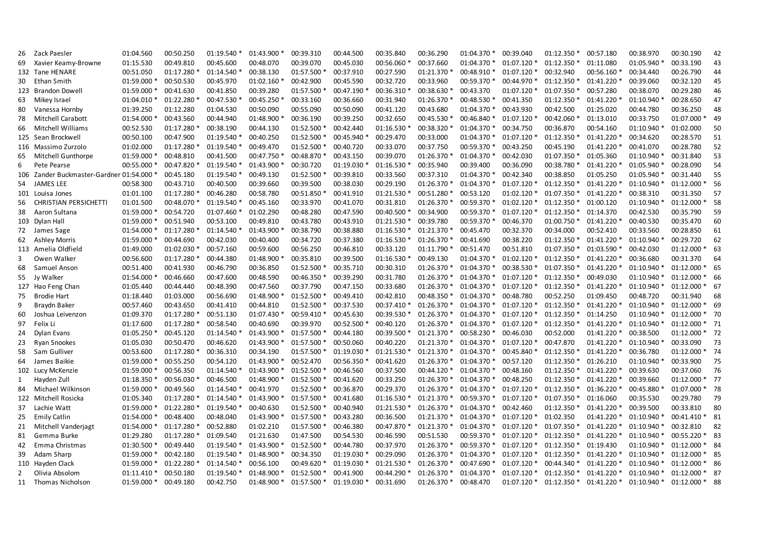| | | | | | | | | | | | | | | | | | |
|---|---|---|---|---|---|---|---|---|---|---|---|---|---|---|---|---|---|
| 26 | Zack Paesler | 01:04.560 | 00:50.250 | 01:19.540 * | 01:43.900 * | 00:39.310 | 00:44.500 | 00:35.840 | 00:36.290 | 01:04.370 * | 00:39.040 | 01:12.350 * | 00:57.180 | 00:38.970 | 00:30.190 | 42 |
| 69 | Xavier Keamy-Browne | 01:15.530 | 00:49.810 | 00:45.600 | 00:48.070 | 00:39.070 | 00:45.030 | 00:56.060 * | 00:37.660 | 01:04.370 * | 01:07.120 * | 01:12.350 * | 01:11.080 | 01:05.940 * | 00:33.190 | 43 |
| 132 | Tane HENARE | 00:51.050 | 01:17.280 * | 01:14.540 * | 00:38.130 | 01:57.500 * | 00:37.910 | 00:27.590 | 01:21.370 * | 00:48.910 * | 01:07.120 * | 00:32.940 | 00:56.160 * | 00:34.440 | 00:26.790 | 44 |
| 30 | Ethan Smith | 01:59.000 * | 00:50.530 | 00:45.970 | 01:02.160 * | 00:42.900 | 00:45.590 | 00:32.720 | 00:33.960 | 00:59.370 * | 00:44.970 * | 01:12.350 * | 01:41.220 * | 00:39.060 | 00:32.120 | 45 |
| 123 | Brandon Dowell | 01:59.000 * | 00:41.630 | 00:41.850 | 00:39.280 | 01:57.500 * | 00:47.190 * | 00:36.310 * | 00:38.630 * | 00:43.370 | 01:07.120 * | 01:07.350 * | 00:57.280 | 00:38.070 | 00:29.280 | 46 |
| 63 | Mikey Israel | 01:04.010 * | 01:22.280 * | 00:47.530 * | 00:45.250 * | 00:33.160 | 00:36.660 | 00:31.940 | 01:26.370 * | 00:48.530 * | 00:41.350 | 01:12.350 * | 01:41.220 * | 01:10.940 * | 00:28.650 | 47 |
| 80 | Vanessa Hornby | 01:39.250 | 01:12.280 | 01:04.530 | 00:50.090 | 00:55.090 | 00:50.090 | 00:41.120 | 00:43.680 | 01:04.370 * | 00:43.930 | 00:42.500 | 01:25.020 | 00:44.780 | 00:36.250 | 48 |
| 78 | Mitchell Carabott | 01:54.000 * | 00:43.560 | 00:44.940 | 01:48.900 * | 00:36.190 | 00:39.250 | 00:32.650 | 00:45.530 * | 00:46.840 * | 01:07.120 * | 00:42.060 * | 01:13.010 | 00:33.750 | 01:07.000 * | 49 |
| 66 | Mitchell Williams | 00:52.530 | 01:17.280 * | 00:38.190 | 00:44.130 | 01:52.500 * | 00:42.440 | 01:16.530 * | 00:38.320 * | 01:04.370 * | 00:34.750 | 00:36.870 | 00:54.160 | 01:10.940 * | 01:02.000 | 50 |
| 125 | Sean Brockwell | 00:50.100 | 00:47.900 | 01:19.540 * | 00:40.250 | 01:52.500 * | 00:45.940 * | 00:29.470 | 00:33.000 | 01:04.370 * | 01:07.120 * | 01:12.350 * | 01:41.220 * | 00:34.620 | 00:28.570 | 51 |
| 116 | Massimo Zurzolo | 01:02.000 | 01:17.280 * | 01:19.540 * | 00:49.470 | 01:52.500 * | 00:40.720 | 00:33.070 | 00:37.750 | 00:59.370 * | 00:43.250 | 00:45.190 | 01:41.220 * | 00:41.070 | 00:28.780 | 52 |
| 65 | Mitchell Gunthorpe | 01:59.000 * | 00:48.810 | 00:41.500 | 00:47.750 * | 00:48.870 * | 00:43.150 | 00:39.070 | 01:26.370 * | 01:04.370 * | 00:42.030 | 01:07.350 * | 01:05.360 | 01:10.940 * | 00:31.840 | 53 |
| 6 | Pete Pearse | 00:55.000 * | 00:47.820 * | 01:19.540 * | 01:43.900 * | 00:30.720 | 01:19.030 * | 01:16.530 * | 00:35.940 | 00:39.400 | 00:36.090 | 00:38.780 * | 01:41.220 * | 01:05.940 * | 00:28.090 | 54 |
| 106 | Zander Buckmaster-Gardner | 01:54.000 * | 00:45.180 | 01:19.540 * | 00:49.130 | 01:52.500 * | 00:39.810 | 00:33.560 | 00:37.310 | 01:04.370 * | 00:42.340 | 00:38.850 | 01:05.250 | 01:05.940 * | 00:31.440 | 55 |
| 54 | JAMES LEE | 00:58.300 | 00:43.710 | 00:40.500 | 00:39.660 | 00:39.500 | 00:38.030 | 00:29.190 | 01:26.370 * | 01:04.370 * | 01:07.120 * | 01:12.350 * | 01:41.220 * | 01:10.940 * | 01:12.000 * | 56 |
| 101 | Louisa Jones | 01:01.100 | 01:17.280 * | 00:46.280 | 00:58.780 | 00:51.850 * | 00:41.910 | 01:21.530 * | 00:51.280 * | 00:53.120 | 01:02.120 * | 01:07.350 * | 01:41.220 * | 00:38.310 | 00:31.350 | 57 |
| 56 | CHRISTIAN PERSICHETTI | 01:01.500 | 00:48.070 * | 01:19.540 * | 00:45.160 | 00:33.970 | 00:41.070 | 00:31.810 | 01:26.370 * | 00:59.370 * | 01:02.120 * | 01:12.350 * | 01:00.120 | 01:10.940 * | 01:12.000 * | 58 |
| 38 | Aaron Sultana | 01:59.000 * | 00:54.720 | 01:07.460 * | 01:02.290 | 00:48.280 | 00:47.590 | 00:40.500 * | 00:34.900 | 00:59.370 * | 01:07.120 * | 01:12.350 * | 01:14.370 | 00:42.530 | 00:35.790 | 59 |
| 103 | Dylan Hall | 01:59.000 * | 00:51.940 | 00:53.100 | 00:49.810 | 00:43.780 | 00:43.910 | 01:21.530 * | 00:39.780 | 00:59.370 * | 00:46.370 | 01:00.750 * | 01:41.220 * | 00:40.530 | 00:35.470 | 60 |
| 72 | James Sage | 01:54.000 * | 01:17.280 * | 01:14.540 * | 01:43.900 * | 00:38.790 | 00:38.880 | 01:16.530 * | 01:21.370 * | 00:45.470 | 00:32.370 | 00:34.000 | 00:52.410 | 00:33.560 | 00:28.850 | 61 |
| 62 | Ashley Morris | 01:59.000 * | 00:44.690 | 00:42.030 | 00:40.400 | 00:34.720 | 00:37.380 | 01:16.530 * | 01:26.370 * | 00:41.690 | 00:38.220 | 01:12.350 * | 01:41.220 * | 01:10.940 * | 00:29.720 | 62 |
| 113 | Amelia Oldfield | 01:49.000 | 01:02.030 * | 00:57.160 | 00:59.600 | 00:56.250 | 00:46.810 | 00:33.120 | 01:11.790 * | 00:51.470 | 00:51.810 | 01:07.350 * | 01:03.590 * | 00:42.030 | 01:12.000 * | 63 |
| 3 | Owen Walker | 00:56.600 | 01:17.280 * | 00:44.380 | 01:48.900 * | 00:35.810 | 00:39.500 | 01:16.530 * | 00:49.130 | 01:04.370 * | 01:02.120 * | 01:12.350 * | 01:41.220 * | 00:36.680 | 00:31.370 | 64 |
| 68 | Samuel Anson | 00:51.400 | 00:41.930 | 00:46.790 | 00:36.850 | 01:52.500 * | 00:35.710 | 00:30.310 | 01:26.370 * | 01:04.370 * | 00:38.530 * | 01:07.350 * | 01:41.220 * | 01:10.940 * | 01:12.000 * | 65 |
| 55 | Jy Walker | 01:54.000 * | 00:46.660 | 00:47.600 | 00:48.590 | 00:46.350 * | 00:39.290 | 00:31.780 | 01:26.370 * | 01:04.370 * | 01:07.120 * | 01:12.350 * | 00:49.030 | 01:10.940 * | 01:12.000 * | 66 |
| 127 | Hao Feng Chan | 01:05.440 | 00:44.440 | 00:48.390 | 00:47.560 | 00:37.790 | 00:47.150 | 00:33.680 | 01:26.370 * | 01:04.370 * | 01:07.120 * | 01:12.350 * | 01:41.220 * | 01:10.940 * | 01:12.000 * | 67 |
| 75 | Brodie Hart | 01:18.440 | 01:03.000 | 00:56.690 | 01:48.900 * | 01:52.500 * | 00:49.410 | 00:42.810 | 00:48.350 * | 01:04.370 * | 00:48.780 | 00:52.250 | 01:09.450 | 00:48.720 | 00:31.940 | 68 |
| 9 | Braydn Baker | 00:57.460 | 00:43.650 | 00:41.410 | 00:44.810 | 01:52.500 * | 00:37.530 | 00:37.410 * | 01:26.370 * | 01:04.370 * | 01:07.120 * | 01:12.350 * | 01:41.220 * | 01:10.940 * | 01:12.000 * | 69 |
| 60 | Joshua Leivenzon | 01:09.370 | 01:17.280 * | 00:51.130 | 01:07.430 * | 00:59.410 * | 00:45.630 | 00:39.530 * | 01:26.370 * | 01:04.370 * | 01:07.120 * | 01:12.350 * | 01:14.250 | 01:10.940 * | 01:12.000 * | 70 |
| 97 | Felix Li | 01:17.600 | 01:17.280 * | 00:58.540 | 00:40.690 | 00:39.970 | 00:52.500 * | 00:40.120 | 01:26.370 * | 01:04.370 * | 01:07.120 * | 01:12.350 * | 01:41.220 * | 01:10.940 * | 01:12.000 * | 71 |
| 24 | Dylan Evans | 01:05.250 * | 00:45.120 | 01:14.540 * | 01:43.900 * | 01:57.500 * | 00:44.180 | 00:39.500 * | 01:21.370 * | 00:58.230 * | 00:46.030 | 00:52.000 | 01:41.220 * | 00:38.500 | 01:12.000 * | 72 |
| 23 | Ryan Snookes | 01:05.030 | 00:50.470 | 00:46.620 | 01:43.900 * | 01:57.500 * | 00:50.060 | 00:40.220 | 01:21.370 * | 01:04.370 * | 01:07.120 * | 00:47.870 | 01:41.220 * | 01:10.940 * | 00:33.090 | 73 |
| 58 | Sam Gulliver | 00:53.600 | 01:17.280 * | 00:36.310 | 00:34.190 | 01:57.500 * | 01:19.030 * | 01:21.530 * | 01:21.370 * | 01:04.370 * | 00:45.840 * | 01:12.350 * | 01:41.220 * | 00:36.780 | 01:12.000 * | 74 |
| 64 | James Baikie | 01:59.000 * | 00:55.250 | 00:54.120 | 01:43.900 * | 00:52.470 | 00:56.350 * | 00:41.620 | 01:26.370 * | 01:04.370 * | 00:57.120 | 01:12.350 * | 01:26.210 | 01:10.940 * | 00:33.900 | 75 |
| 102 | Lucy McKenzie | 01:59.000 * | 00:56.350 | 01:14.540 * | 01:43.900 * | 01:52.500 * | 00:46.560 | 00:37.500 | 00:44.120 * | 01:04.370 * | 00:48.160 | 01:12.350 * | 01:41.220 * | 00:39.630 | 00:37.060 | 76 |
| 1 | Hayden Zull | 01:18.350 * | 00:56.030 * | 00:46.500 | 01:48.900 * | 01:52.500 * | 00:41.620 | 00:33.250 | 01:26.370 * | 01:04.370 * | 00:48.250 | 01:12.350 * | 01:41.220 * | 00:39.660 | 01:12.000 * | 77 |
| 84 | Michael Wilkinson | 01:59.000 * | 00:49.560 | 01:14.540 * | 00:41.970 | 01:52.500 * | 00:36.870 | 00:29.370 | 01:26.370 * | 01:04.370 * | 01:07.120 * | 01:12.350 * | 01:36.220 * | 00:45.880 * | 01:07.000 * | 78 |
| 122 | Mitchell Rosicka | 01:05.340 | 01:17.280 * | 01:14.540 * | 01:43.900 * | 01:57.500 * | 00:41.680 | 01:16.530 * | 01:21.370 * | 00:59.370 * | 01:07.120 * | 01:07.350 * | 01:16.060 | 00:35.530 | 00:29.780 | 79 |
| 37 | Lachie Watt | 01:59.000 * | 01:22.280 * | 01:19.540 * | 00:40.630 | 01:52.500 * | 00:40.940 | 01:21.530 * | 01:26.370 * | 01:04.370 * | 00:42.460 | 01:12.350 * | 01:41.220 * | 00:39.500 | 00:33.810 | 80 |
| 25 | Emily Catlin | 01:54.000 * | 00:48.400 | 00:48.040 | 01:43.900 * | 01:57.500 * | 00:43.280 | 00:36.500 | 01:21.370 * | 01:04.370 * | 01:07.120 * | 01:02.350 | 01:41.220 * | 01:10.940 * | 00:41.410 * | 81 |
| 21 | Mitchell Vanderjagt | 01:54.000 * | 01:17.280 * | 00:52.880 | 01:02.210 | 01:57.500 * | 00:46.380 | 00:47.870 * | 01:21.370 * | 01:04.370 * | 01:07.120 * | 01:07.350 * | 01:41.220 * | 01:10.940 * | 00:32.810 | 82 |
| 81 | Gemma Burke | 01:29.280 | 01:17.280 * | 01:09.540 | 01:21.630 | 01:47.500 | 00:54.530 | 00:46.590 | 00:51.530 | 00:59.370 * | 01:07.120 * | 01:12.350 * | 01:41.220 * | 01:10.940 * | 00:55.220 * | 83 |
| 42 | Emma Christmas | 01:30.500 * | 00:49.440 | 01:19.540 * | 01:43.900 * | 01:52.500 * | 00:44.780 | 00:37.970 | 01:26.370 * | 00:59.370 * | 01:07.120 * | 01:12.350 * | 01:19.430 | 01:10.940 * | 01:12.000 * | 84 |
| 39 | Adam Sharp | 01:59.000 * | 00:42.180 | 01:19.540 * | 01:48.900 * | 00:34.350 | 01:19.030 * | 00:29.090 | 01:26.370 * | 01:04.370 * | 01:07.120 * | 01:12.350 * | 01:41.220 * | 01:10.940 * | 01:12.000 * | 85 |
| 110 | Hayden Clack | 01:59.000 * | 01:22.280 * | 01:14.540 * | 00:56.100 | 00:49.620 * | 01:19.030 * | 01:21.530 * | 01:26.370 * | 00:47.690 * | 01:07.120 * | 00:44.340 * | 01:41.220 * | 01:10.940 * | 01:12.000 * | 86 |
| 2 | Olivia Absolom | 01:11.410 * | 00:50.180 | 01:19.540 * | 01:48.900 * | 01:52.500 * | 00:41.900 | 00:44.290 * | 01:26.370 * | 01:04.370 * | 01:07.120 * | 01:12.350 * | 01:41.220 * | 01:10.940 * | 01:12.000 * | 87 |
| 11 | Thomas Nicholson | 01:59.000 * | 00:49.180 | 00:42.750 | 01:48.900 * | 01:57.500 * | 01:19.030 * | 00:31.690 | 01:26.370 * | 00:48.470 | 01:07.120 * | 01:12.350 * | 01:41.220 * | 01:10.940 * | 01:12.000 * | 88 |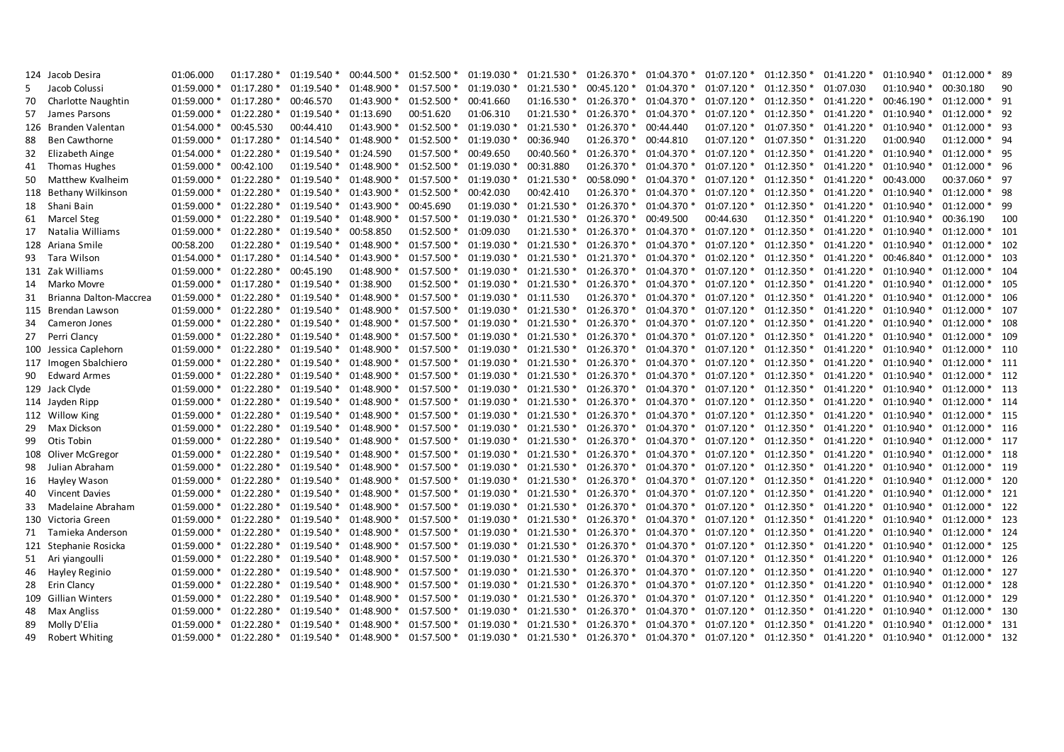| | | | | | | | | | | | | | | | | |
|---|---|---|---|---|---|---|---|---|---|---|---|---|---|---|---|---|
| 124 | Jacob Desira | 01:06.000 | 01:17.280 * | 01:19.540 * | 00:44.500 * | 01:52.500 * | 01:19.030 * | 01:21.530 * | 01:26.370 * | 01:04.370 * | 01:07.120 * | 01:12.350 * | 01:41.220 * | 01:10.940 * | 01:12.000 * | 89 |
| 5 | Jacob Colussi | 01:59.000 * | 01:17.280 * | 01:19.540 * | 01:48.900 * | 01:57.500 * | 01:19.030 * | 01:21.530 * | 00:45.120 * | 01:04.370 * | 01:07.120 * | 01:12.350 * | 01:07.030 | 01:10.940 * | 00:30.180 | 90 |
| 70 | Charlotte Naughtin | 01:59.000 * | 01:17.280 * | 00:46.570 | 01:43.900 * | 01:52.500 * | 00:41.660 | 01:16.530 * | 01:26.370 * | 01:04.370 * | 01:07.120 * | 01:12.350 * | 01:41.220 * | 00:46.190 * | 01:12.000 * | 91 |
| 57 | James Parsons | 01:59.000 * | 01:22.280 * | 01:19.540 * | 01:13.690 | 00:51.620 | 01:06.310 | 01:21.530 * | 01:26.370 * | 01:04.370 * | 01:07.120 * | 01:12.350 * | 01:41.220 * | 01:10.940 * | 01:12.000 * | 92 |
| 126 | Branden Valentan | 01:54.000 * | 00:45.530 | 00:44.410 | 01:43.900 * | 01:52.500 * | 01:19.030 * | 01:21.530 * | 01:26.370 * | 00:44.440 | 01:07.120 * | 01:07.350 * | 01:41.220 * | 01:10.940 * | 01:12.000 * | 93 |
| 88 | Ben Cawthorne | 01:59.000 * | 01:17.280 * | 01:14.540 * | 01:48.900 * | 01:52.500 * | 01:19.030 * | 00:36.940 | 01:26.370 * | 00:44.810 | 01:07.120 * | 01:07.350 * | 01:31.220 | 01:00.940 | 01:12.000 * | 94 |
| 32 | Elizabeth Ainge | 01:54.000 * | 01:22.280 * | 01:19.540 * | 01:24.590 | 01:57.500 * | 00:49.650 | 00:40.560 * | 01:26.370 * | 01:04.370 * | 01:07.120 * | 01:12.350 * | 01:41.220 * | 01:10.940 * | 01:12.000 * | 95 |
| 41 | Thomas Hughes | 01:59.000 * | 00:42.100 | 01:19.540 * | 01:48.900 * | 01:52.500 * | 01:19.030 * | 00:31.880 | 01:26.370 * | 01:04.370 * | 01:07.120 * | 01:12.350 * | 01:41.220 * | 01:10.940 * | 01:12.000 * | 96 |
| 50 | Matthew Kvalheim | 01:59.000 * | 01:22.280 * | 01:19.540 * | 01:48.900 * | 01:57.500 * | 01:19.030 * | 01:21.530 * | 00:58.090 * | 01:04.370 * | 01:07.120 * | 01:12.350 * | 01:41.220 * | 00:43.000 | 00:37.060 * | 97 |
| 118 | Bethany Wilkinson | 01:59.000 * | 01:22.280 * | 01:19.540 * | 01:43.900 * | 01:52.500 * | 00:42.030 | 00:42.410 | 01:26.370 * | 01:04.370 * | 01:07.120 * | 01:12.350 * | 01:41.220 * | 01:10.940 * | 01:12.000 * | 98 |
| 18 | Shani Bain | 01:59.000 * | 01:22.280 * | 01:19.540 * | 01:43.900 * | 00:45.690 | 01:19.030 * | 01:21.530 * | 01:26.370 * | 01:04.370 * | 01:07.120 * | 01:12.350 * | 01:41.220 * | 01:10.940 * | 01:12.000 * | 99 |
| 61 | Marcel Steg | 01:59.000 * | 01:22.280 * | 01:19.540 * | 01:48.900 * | 01:57.500 * | 01:19.030 * | 01:21.530 * | 01:26.370 * | 00:49.500 | 00:44.630 | 01:12.350 * | 01:41.220 * | 01:10.940 * | 00:36.190 | 100 |
| 17 | Natalia Williams | 01:59.000 * | 01:22.280 * | 01:19.540 * | 00:58.850 | 01:52.500 * | 01:09.030 | 01:21.530 * | 01:26.370 * | 01:04.370 * | 01:07.120 * | 01:12.350 * | 01:41.220 * | 01:10.940 * | 01:12.000 * | 101 |
| 128 | Ariana Smile | 00:58.200 | 01:22.280 * | 01:19.540 * | 01:48.900 * | 01:57.500 * | 01:19.030 * | 01:21.530 * | 01:26.370 * | 01:04.370 * | 01:07.120 * | 01:12.350 * | 01:41.220 * | 01:10.940 * | 01:12.000 * | 102 |
| 93 | Tara Wilson | 01:54.000 * | 01:17.280 * | 01:14.540 * | 01:43.900 * | 01:57.500 * | 01:19.030 * | 01:21.530 * | 01:21.370 * | 01:04.370 * | 01:02.120 * | 01:12.350 * | 01:41.220 * | 00:46.840 * | 01:12.000 * | 103 |
| 131 | Zak Williams | 01:59.000 * | 01:22.280 * | 00:45.190 | 01:48.900 * | 01:57.500 * | 01:19.030 * | 01:21.530 * | 01:26.370 * | 01:04.370 * | 01:07.120 * | 01:12.350 * | 01:41.220 * | 01:10.940 * | 01:12.000 * | 104 |
| 14 | Marko Movre | 01:59.000 * | 01:17.280 * | 01:19.540 * | 01:38.900 | 01:52.500 * | 01:19.030 * | 01:21.530 * | 01:26.370 * | 01:04.370 * | 01:07.120 * | 01:12.350 * | 01:41.220 * | 01:10.940 * | 01:12.000 * | 105 |
| 31 | Brianna Dalton-Maccrea | 01:59.000 * | 01:22.280 * | 01:19.540 * | 01:48.900 * | 01:57.500 * | 01:19.030 * | 01:11.530 | 01:26.370 * | 01:04.370 * | 01:07.120 * | 01:12.350 * | 01:41.220 * | 01:10.940 * | 01:12.000 * | 106 |
| 115 | Brendan Lawson | 01:59.000 * | 01:22.280 * | 01:19.540 * | 01:48.900 * | 01:57.500 * | 01:19.030 * | 01:21.530 * | 01:26.370 * | 01:04.370 * | 01:07.120 * | 01:12.350 * | 01:41.220 * | 01:10.940 * | 01:12.000 * | 107 |
| 34 | Cameron Jones | 01:59.000 * | 01:22.280 * | 01:19.540 * | 01:48.900 * | 01:57.500 * | 01:19.030 * | 01:21.530 * | 01:26.370 * | 01:04.370 * | 01:07.120 * | 01:12.350 * | 01:41.220 * | 01:10.940 * | 01:12.000 * | 108 |
| 27 | Perri Clancy | 01:59.000 * | 01:22.280 * | 01:19.540 * | 01:48.900 * | 01:57.500 * | 01:19.030 * | 01:21.530 * | 01:26.370 * | 01:04.370 * | 01:07.120 * | 01:12.350 * | 01:41.220 * | 01:10.940 * | 01:12.000 * | 109 |
| 100 | Jessica Caplehorn | 01:59.000 * | 01:22.280 * | 01:19.540 * | 01:48.900 * | 01:57.500 * | 01:19.030 * | 01:21.530 * | 01:26.370 * | 01:04.370 * | 01:07.120 * | 01:12.350 * | 01:41.220 * | 01:10.940 * | 01:12.000 * | 110 |
| 117 | Imogen Sbalchiero | 01:59.000 * | 01:22.280 * | 01:19.540 * | 01:48.900 * | 01:57.500 * | 01:19.030 * | 01:21.530 * | 01:26.370 * | 01:04.370 * | 01:07.120 * | 01:12.350 * | 01:41.220 * | 01:10.940 * | 01:12.000 * | 111 |
| 90 | Edward Armes | 01:59.000 * | 01:22.280 * | 01:19.540 * | 01:48.900 * | 01:57.500 * | 01:19.030 * | 01:21.530 * | 01:26.370 * | 01:04.370 * | 01:07.120 * | 01:12.350 * | 01:41.220 * | 01:10.940 * | 01:12.000 * | 112 |
| 129 | Jack Clyde | 01:59.000 * | 01:22.280 * | 01:19.540 * | 01:48.900 * | 01:57.500 * | 01:19.030 * | 01:21.530 * | 01:26.370 * | 01:04.370 * | 01:07.120 * | 01:12.350 * | 01:41.220 * | 01:10.940 * | 01:12.000 * | 113 |
| 114 | Jayden Ripp | 01:59.000 * | 01:22.280 * | 01:19.540 * | 01:48.900 * | 01:57.500 * | 01:19.030 * | 01:21.530 * | 01:26.370 * | 01:04.370 * | 01:07.120 * | 01:12.350 * | 01:41.220 * | 01:10.940 * | 01:12.000 * | 114 |
| 112 | Willow King | 01:59.000 * | 01:22.280 * | 01:19.540 * | 01:48.900 * | 01:57.500 * | 01:19.030 * | 01:21.530 * | 01:26.370 * | 01:04.370 * | 01:07.120 * | 01:12.350 * | 01:41.220 * | 01:10.940 * | 01:12.000 * | 115 |
| 29 | Max Dickson | 01:59.000 * | 01:22.280 * | 01:19.540 * | 01:48.900 * | 01:57.500 * | 01:19.030 * | 01:21.530 * | 01:26.370 * | 01:04.370 * | 01:07.120 * | 01:12.350 * | 01:41.220 * | 01:10.940 * | 01:12.000 * | 116 |
| 99 | Otis Tobin | 01:59.000 * | 01:22.280 * | 01:19.540 * | 01:48.900 * | 01:57.500 * | 01:19.030 * | 01:21.530 * | 01:26.370 * | 01:04.370 * | 01:07.120 * | 01:12.350 * | 01:41.220 * | 01:10.940 * | 01:12.000 * | 117 |
| 108 | Oliver McGregor | 01:59.000 * | 01:22.280 * | 01:19.540 * | 01:48.900 * | 01:57.500 * | 01:19.030 * | 01:21.530 * | 01:26.370 * | 01:04.370 * | 01:07.120 * | 01:12.350 * | 01:41.220 * | 01:10.940 * | 01:12.000 * | 118 |
| 98 | Julian Abraham | 01:59.000 * | 01:22.280 * | 01:19.540 * | 01:48.900 * | 01:57.500 * | 01:19.030 * | 01:21.530 * | 01:26.370 * | 01:04.370 * | 01:07.120 * | 01:12.350 * | 01:41.220 * | 01:10.940 * | 01:12.000 * | 119 |
| 16 | Hayley Wason | 01:59.000 * | 01:22.280 * | 01:19.540 * | 01:48.900 * | 01:57.500 * | 01:19.030 * | 01:21.530 * | 01:26.370 * | 01:04.370 * | 01:07.120 * | 01:12.350 * | 01:41.220 * | 01:10.940 * | 01:12.000 * | 120 |
| 40 | Vincent Davies | 01:59.000 * | 01:22.280 * | 01:19.540 * | 01:48.900 * | 01:57.500 * | 01:19.030 * | 01:21.530 * | 01:26.370 * | 01:04.370 * | 01:07.120 * | 01:12.350 * | 01:41.220 * | 01:10.940 * | 01:12.000 * | 121 |
| 33 | Madelaine Abraham | 01:59.000 * | 01:22.280 * | 01:19.540 * | 01:48.900 * | 01:57.500 * | 01:19.030 * | 01:21.530 * | 01:26.370 * | 01:04.370 * | 01:07.120 * | 01:12.350 * | 01:41.220 * | 01:10.940 * | 01:12.000 * | 122 |
| 130 | Victoria Green | 01:59.000 * | 01:22.280 * | 01:19.540 * | 01:48.900 * | 01:57.500 * | 01:19.030 * | 01:21.530 * | 01:26.370 * | 01:04.370 * | 01:07.120 * | 01:12.350 * | 01:41.220 * | 01:10.940 * | 01:12.000 * | 123 |
| 71 | Tamieka Anderson | 01:59.000 * | 01:22.280 * | 01:19.540 * | 01:48.900 * | 01:57.500 * | 01:19.030 * | 01:21.530 * | 01:26.370 * | 01:04.370 * | 01:07.120 * | 01:12.350 * | 01:41.220 * | 01:10.940 * | 01:12.000 * | 124 |
| 121 | Stephanie Rosicka | 01:59.000 * | 01:22.280 * | 01:19.540 * | 01:48.900 * | 01:57.500 * | 01:19.030 * | 01:21.530 * | 01:26.370 * | 01:04.370 * | 01:07.120 * | 01:12.350 * | 01:41.220 * | 01:10.940 * | 01:12.000 * | 125 |
| 51 | Ari yiangoulli | 01:59.000 * | 01:22.280 * | 01:19.540 * | 01:48.900 * | 01:57.500 * | 01:19.030 * | 01:21.530 * | 01:26.370 * | 01:04.370 * | 01:07.120 * | 01:12.350 * | 01:41.220 * | 01:10.940 * | 01:12.000 * | 126 |
| 46 | Hayley Reginio | 01:59.000 * | 01:22.280 * | 01:19.540 * | 01:48.900 * | 01:57.500 * | 01:19.030 * | 01:21.530 * | 01:26.370 * | 01:04.370 * | 01:07.120 * | 01:12.350 * | 01:41.220 * | 01:10.940 * | 01:12.000 * | 127 |
| 28 | Erin Clancy | 01:59.000 * | 01:22.280 * | 01:19.540 * | 01:48.900 * | 01:57.500 * | 01:19.030 * | 01:21.530 * | 01:26.370 * | 01:04.370 * | 01:07.120 * | 01:12.350 * | 01:41.220 * | 01:10.940 * | 01:12.000 * | 128 |
| 109 | Gillian Winters | 01:59.000 * | 01:22.280 * | 01:19.540 * | 01:48.900 * | 01:57.500 * | 01:19.030 * | 01:21.530 * | 01:26.370 * | 01:04.370 * | 01:07.120 * | 01:12.350 * | 01:41.220 * | 01:10.940 * | 01:12.000 * | 129 |
| 48 | Max Angliss | 01:59.000 * | 01:22.280 * | 01:19.540 * | 01:48.900 * | 01:57.500 * | 01:19.030 * | 01:21.530 * | 01:26.370 * | 01:04.370 * | 01:07.120 * | 01:12.350 * | 01:41.220 * | 01:10.940 * | 01:12.000 * | 130 |
| 89 | Molly D'Elia | 01:59.000 * | 01:22.280 * | 01:19.540 * | 01:48.900 * | 01:57.500 * | 01:19.030 * | 01:21.530 * | 01:26.370 * | 01:04.370 * | 01:07.120 * | 01:12.350 * | 01:41.220 * | 01:10.940 * | 01:12.000 * | 131 |
| 49 | Robert Whiting | 01:59.000 * | 01:22.280 * | 01:19.540 * | 01:48.900 * | 01:57.500 * | 01:19.030 * | 01:21.530 * | 01:26.370 * | 01:04.370 * | 01:07.120 * | 01:12.350 * | 01:41.220 * | 01:10.940 * | 01:12.000 * | 132 |